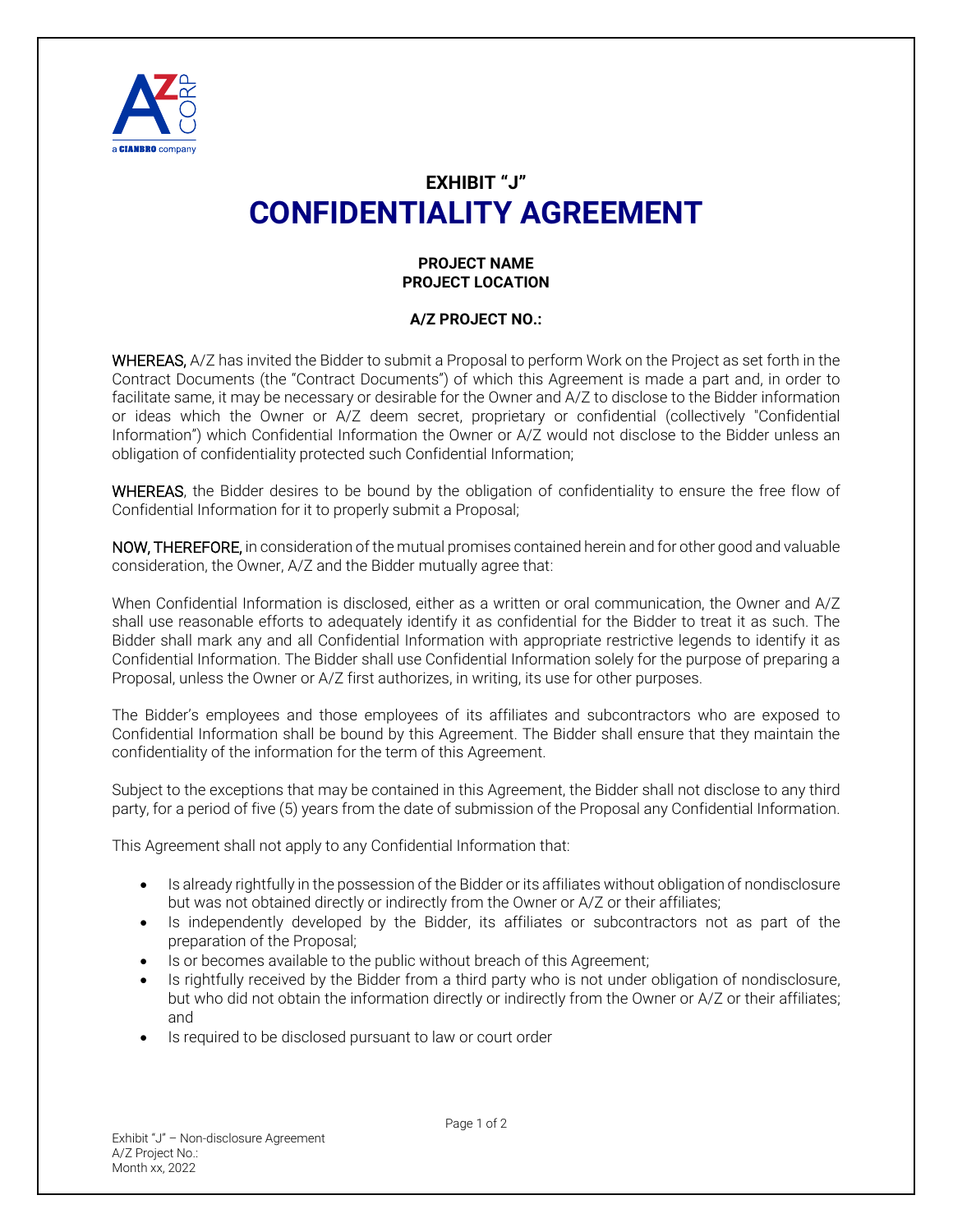# EXHIBIT "J"
# CONFIDENTIALITY AGREEMENT

**PROJECT NAME**
**PROJECT LOCATION**

**A/Z PROJECT NO.:**

WHEREAS, A/Z has invited the Bidder to submit a Proposal to perform Work on the Project as set forth in the Contract Documents (the "Contract Documents") of which this Agreement is made a part and, in order to facilitate same, it may be necessary or desirable for the Owner and A/Z to disclose to the Bidder information or ideas which the Owner or A/Z deem secret, proprietary or confidential (collectively "Confidential Information") which Confidential Information the Owner or A/Z would not disclose to the Bidder unless an obligation of confidentiality protected such Confidential Information;

WHEREAS, the Bidder desires to be bound by the obligation of confidentiality to ensure the free flow of Confidential Information for it to properly submit a Proposal;

NOW, THEREFORE, in consideration of the mutual promises contained herein and for other good and valuable consideration, the Owner, A/Z and the Bidder mutually agree that:

When Confidential Information is disclosed, either as a written or oral communication, the Owner and A/Z shall use reasonable efforts to adequately identify it as confidential for the Bidder to treat it as such. The Bidder shall mark any and all Confidential Information with appropriate restrictive legends to identify it as Confidential Information. The Bidder shall use Confidential Information solely for the purpose of preparing a Proposal, unless the Owner or A/Z first authorizes, in writing, its use for other purposes.

The Bidder's employees and those employees of its affiliates and subcontractors who are exposed to Confidential Information shall be bound by this Agreement. The Bidder shall ensure that they maintain the confidentiality of the information for the term of this Agreement.

Subject to the exceptions that may be contained in this Agreement, the Bidder shall not disclose to any third party, for a period of five (5) years from the date of submission of the Proposal any Confidential Information.

This Agreement shall not apply to any Confidential Information that:

- Is already rightfully in the possession of the Bidder or its affiliates without obligation of nondisclosure but was not obtained directly or indirectly from the Owner or A/Z or their affiliates;
- Is independently developed by the Bidder, its affiliates or subcontractors not as part of the preparation of the Proposal;
- Is or becomes available to the public without breach of this Agreement;
- Is rightfully received by the Bidder from a third party who is not under obligation of nondisclosure, but who did not obtain the information directly or indirectly from the Owner or A/Z or their affiliates; and
- Is required to be disclosed pursuant to law or court order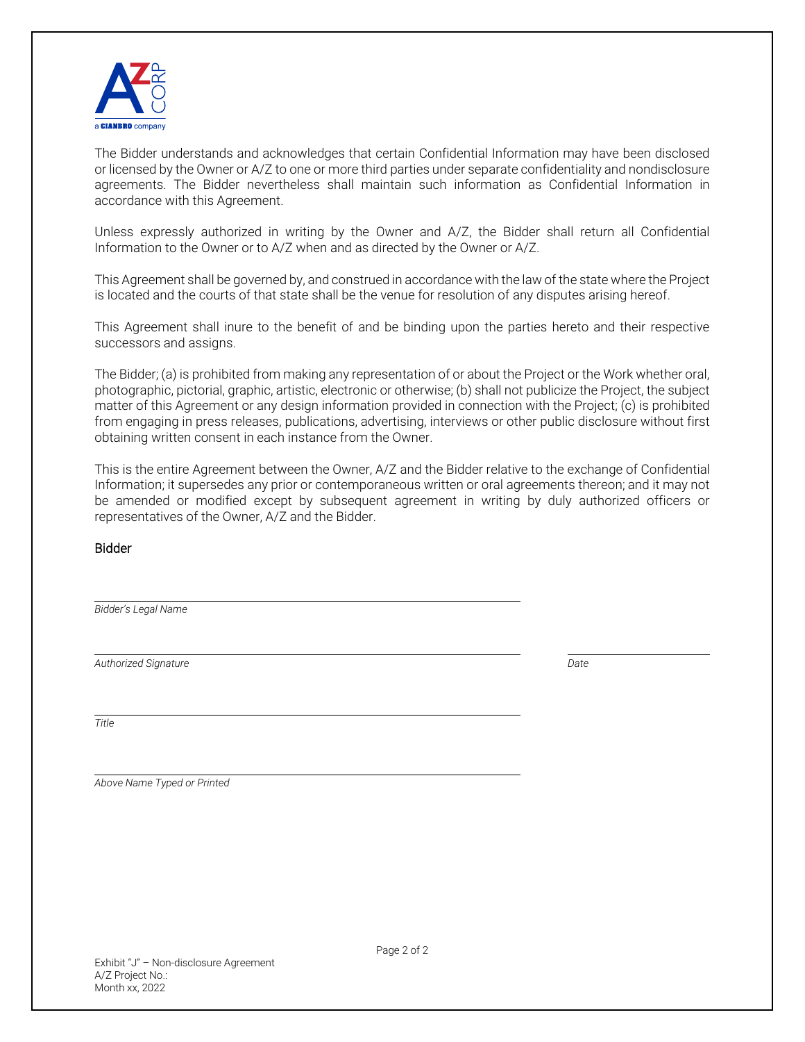The Bidder understands and acknowledges that certain Confidential Information may have been disclosed or licensed by the Owner or A/Z to one or more third parties under separate confidentiality and nondisclosure agreements. The Bidder nevertheless shall maintain such information as Confidential Information in accordance with this Agreement.

Unless expressly authorized in writing by the Owner and A/Z, the Bidder shall return all Confidential Information to the Owner or to A/Z when and as directed by the Owner or A/Z.

This Agreement shall be governed by, and construed in accordance with the law of the state where the Project is located and the courts of that state shall be the venue for resolution of any disputes arising hereof.

This Agreement shall inure to the benefit of and be binding upon the parties hereto and their respective successors and assigns.

The Bidder; (a) is prohibited from making any representation of or about the Project or the Work whether oral, photographic, pictorial, graphic, artistic, electronic or otherwise; (b) shall not publicize the Project, the subject matter of this Agreement or any design information provided in connection with the Project; (c) is prohibited from engaging in press releases, publications, advertising, interviews or other public disclosure without first obtaining written consent in each instance from the Owner.

This is the entire Agreement between the Owner, A/Z and the Bidder relative to the exchange of Confidential Information; it supersedes any prior or contemporaneous written or oral agreements thereon; and it may not be amended or modified except by subsequent agreement in writing by duly authorized officers or representatives of the Owner, A/Z and the Bidder.

Bidder

\_\_\_\_\_\_\_\_\_\_\_\_\_\_\_\_\_\_\_\_\_\_\_\_\_\_\_\_\_\_\_\_\_\_\_\_\_\_\_\_
*Bidder's Legal Name*

\_\_\_\_\_\_\_\_\_\_\_\_\_\_\_\_\_\_\_\_\_\_\_\_\_\_\_\_\_\_\_\_\_\_\_\_\_\_\_\_ \_\_\_\_\_\_\_\_\_\_\_\_\_\_\_
*Authorized Signature* *Date*

\_\_\_\_\_\_\_\_\_\_\_\_\_\_\_\_\_\_\_\_\_\_\_\_\_\_\_\_\_\_\_\_\_\_\_\_\_\_\_\_
*Title*

\_\_\_\_\_\_\_\_\_\_\_\_\_\_\_\_\_\_\_\_\_\_\_\_\_\_\_\_\_\_\_\_\_\_\_\_\_\_\_\_
*Above Name Typed or Printed*

Exhibit "J" – Non-disclosure Agreement
A/Z Project No.:
Month xx, 2022